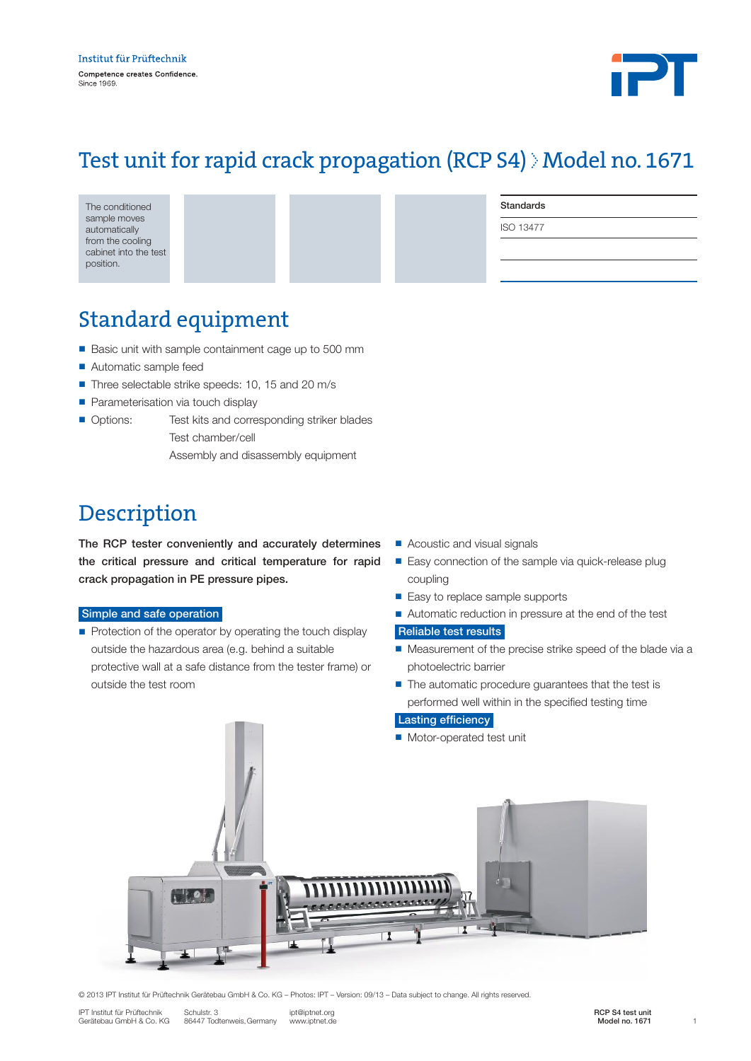Institut für Prüftechnik

Competence creates Confidence.
Since 1969.

# Test unit for rapid crack propagation (RCP S4) › Model no. 1671

The conditioned sample moves automatically from the cooling cabinet into the test position.

| Standards |
| --- |
| ISO 13477 |

## Standard equipment

- Basic unit with sample containment cage up to 500 mm
- Automatic sample feed
- Three selectable strike speeds: 10, 15 and 20 m/s
- Parameterisation via touch display
- Options: Test kits and corresponding striker blades
  Test chamber/cell
  Assembly and disassembly equipment

## Description

**The RCP tester conveniently and accurately determines the critical pressure and critical temperature for rapid crack propagation in PE pressure pipes.**

### Simple and safe operation

- Protection of the operator by operating the touch display outside the hazardous area (e.g. behind a suitable protective wall at a safe distance from the tester frame) or outside the test room
- Acoustic and visual signals
- Easy connection of the sample via quick-release plug coupling
- Easy to replace sample supports
- Automatic reduction in pressure at the end of the test

### Reliable test results

- Measurement of the precise strike speed of the blade via a photoelectric barrier
- The automatic procedure guarantees that the test is performed well within in the specified testing time

### Lasting efficiency

- Motor-operated test unit

© 2013 IPT Institut für Prüftechnik Gerätebau GmbH & Co. KG – Photos: IPT – Version: 09/13 – Data subject to change. All rights reserved.

IPT Institut für Prüftechnik Gerätebau GmbH & Co. KG · Schulstr. 3, 86447 Todtenweis, Germany · ipt@iptnet.org · www.iptnet.de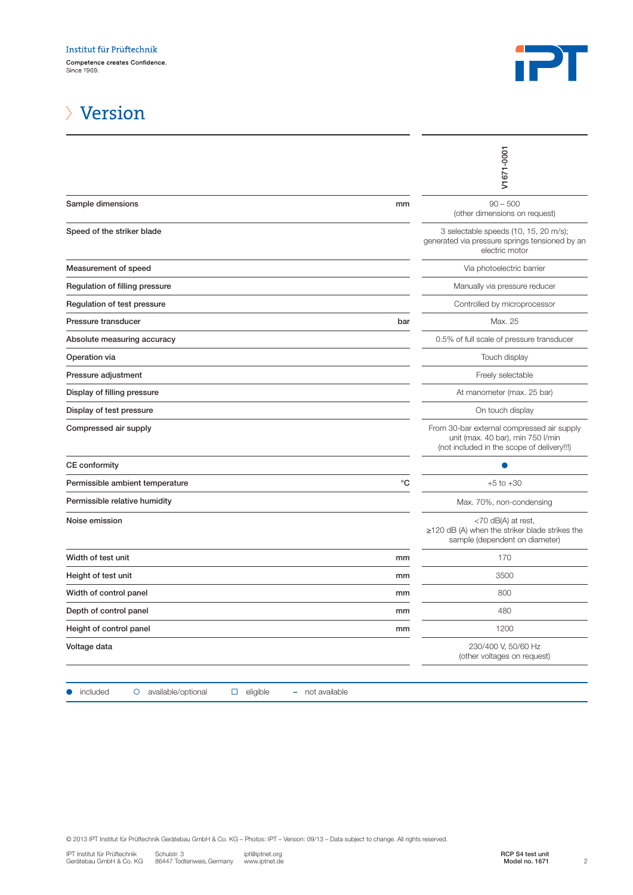# Version

| | | V1671-0001 |
|---|---|---|
| Sample dimensions | mm | 90 – 500 (other dimensions on request) |
| Speed of the striker blade | | 3 selectable speeds (10, 15, 20 m/s); generated via pressure springs tensioned by an electric motor |
| Measurement of speed | | Via photoelectric barrier |
| Regulation of filling pressure | | Manually via pressure reducer |
| Regulation of test pressure | | Controlled by microprocessor |
| Pressure transducer | bar | Max. 25 |
| Absolute measuring accuracy | | 0.5% of full scale of pressure transducer |
| Operation via | | Touch display |
| Pressure adjustment | | Freely selectable |
| Display of filling pressure | | At manometer (max. 25 bar) |
| Display of test pressure | | On touch display |
| Compressed air supply | | From 30-bar external compressed air supply unit (max. 40 bar), min 750 l/min (not included in the scope of delivery!!!) |
| CE conformity | | ● |
| Permissible ambient temperature | °C | +5 to +30 |
| Permissible relative humidity | | Max. 70%, non-condensing |
| Noise emission | | <70 dB(A) at rest, ≥120 dB (A) when the striker blade strikes the sample (dependent on diameter) |
| Width of test unit | mm | 170 |
| Height of test unit | mm | 3500 |
| Width of control panel | mm | 800 |
| Depth of control panel | mm | 480 |
| Height of control panel | mm | 1200 |
| Voltage data | | 230/400 V, 50/60 Hz (other voltages on request) |

● included ○ available/optional □ eligible – not available

© 2013 IPT Institut für Prüftechnik Gerätebau GmbH & Co. KG – Photos: IPT – Version: 09/13 – Data subject to change. All rights reserved.

IPT Institut für Prüftechnik Gerätebau GmbH & Co. KG
Schulstr. 3
86447 Todtenweis, Germany
ipt@iptnet.org
www.iptnet.de

**RCP S4 test unit**
**Model no. 1671**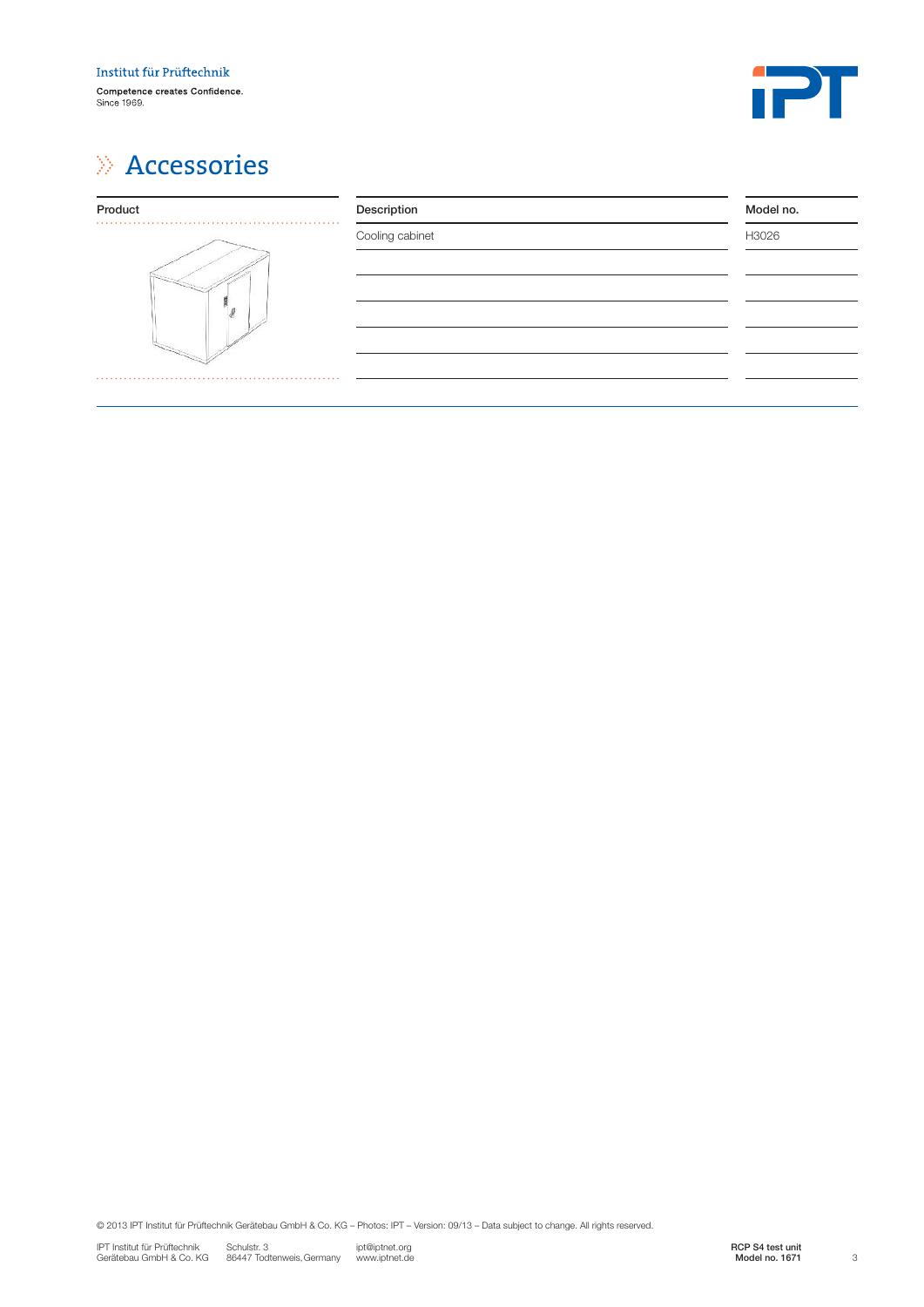## Accessories

| Product | Description | Model no. |
|---|---|---|
| | Cooling cabinet | H3026 |

© 2013 IPT Institut für Prüftechnik Gerätebau GmbH & Co. KG – Photos: IPT – Version: 09/13 – Data subject to change. All rights reserved.

IPT Institut für Prüftechnik Gerätebau GmbH & Co. KG
Schulstr. 3
86447 Todtenweis, Germany
ipt@iptnet.org
www.iptnet.de

**RCP S4 test unit**
**Model no. 1671**